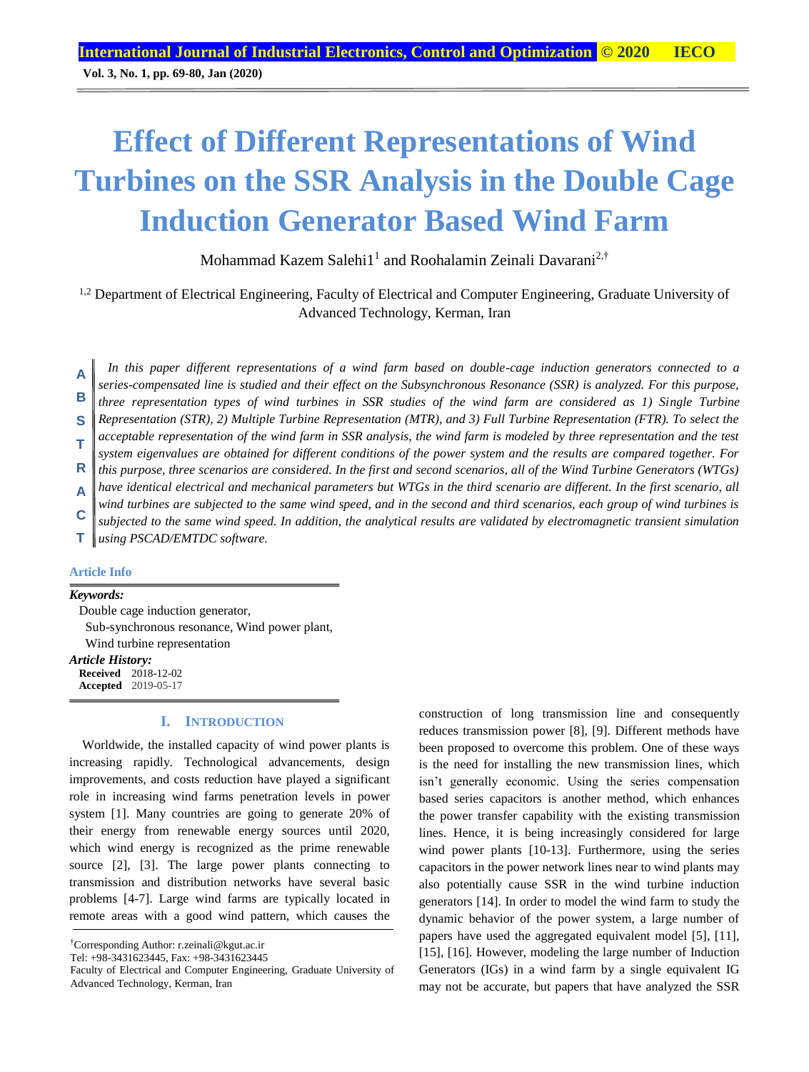# Effect of Different Representations of Wind Turbines on the SSR Analysis in the Double Cage Induction Generator Based Wind Farm

Mohammad Kazem Salehi1[1] and Roohalamin Zeinali Davarani[2,†]

[1,2] Department of Electrical Engineering, Faculty of Electrical and Computer Engineering, Graduate University of Advanced Technology, Kerman, Iran

**ABSTRACT**

*In this paper different representations of a wind farm based on double-cage induction generators connected to a series-compensated line is studied and their effect on the Subsynchronous Resonance (SSR) is analyzed. For this purpose, three representation types of wind turbines in SSR studies of the wind farm are considered as 1) Single Turbine Representation (STR), 2) Multiple Turbine Representation (MTR), and 3) Full Turbine Representation (FTR). To select the acceptable representation of the wind farm in SSR analysis, the wind farm is modeled by three representation and the test system eigenvalues are obtained for different conditions of the power system and the results are compared together. For this purpose, three scenarios are considered. In the first and second scenarios, all of the Wind Turbine Generators (WTGs) have identical electrical and mechanical parameters but WTGs in the third scenario are different. In the first scenario, all wind turbines are subjected to the same wind speed, and in the second and third scenarios, each group of wind turbines is subjected to the same wind speed. In addition, the analytical results are validated by electromagnetic transient simulation using PSCAD/EMTDC software.*

**Article Info**

***Keywords:***

Double cage induction generator,
Sub-synchronous resonance, Wind power plant,
Wind turbine representation

***Article History:***

**Received** 2018-12-02
**Accepted** 2019-05-17

## I. INTRODUCTION

Worldwide, the installed capacity of wind power plants is increasing rapidly. Technological advancements, design improvements, and costs reduction have played a significant role in increasing wind farms penetration levels in power system [1]. Many countries are going to generate 20% of their energy from renewable energy sources until 2020, which wind energy is recognized as the prime renewable source [2], [3]. The large power plants connecting to transmission and distribution networks have several basic problems [4-7]. Large wind farms are typically located in remote areas with a good wind pattern, which causes the construction of long transmission line and consequently reduces transmission power [8], [9]. Different methods have been proposed to overcome this problem. One of these ways is the need for installing the new transmission lines, which isn't generally economic. Using the series compensation based series capacitors is another method, which enhances the power transfer capability with the existing transmission lines. Hence, it is being increasingly considered for large wind power plants [10-13]. Furthermore, using the series capacitors in the power network lines near to wind plants may also potentially cause SSR in the wind turbine induction generators [14]. In order to model the wind farm to study the dynamic behavior of the power system, a large number of papers have used the aggregated equivalent model [5], [11], [15], [16]. However, modeling the large number of Induction Generators (IGs) in a wind farm by a single equivalent IG may not be accurate, but papers that have analyzed the SSR

[†]Corresponding Author: r.zeinali@kgut.ac.ir
Tel: +98-3431623445, Fax: +98-3431623445
Faculty of Electrical and Computer Engineering, Graduate University of Advanced Technology, Kerman, Iran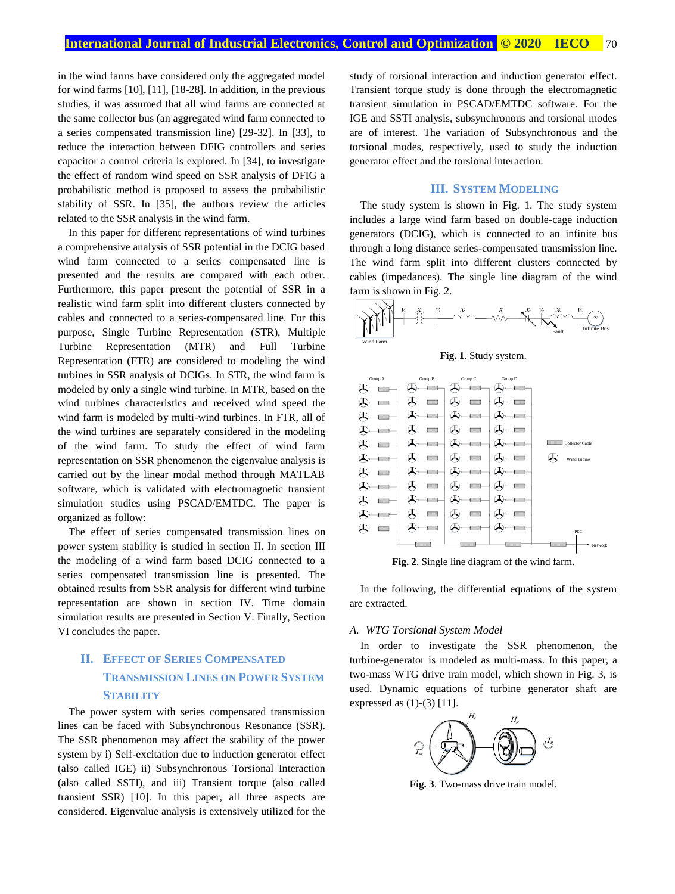in the wind farms have considered only the aggregated model for wind farms [10], [11], [18-28]. In addition, in the previous studies, it was assumed that all wind farms are connected at the same collector bus (an aggregated wind farm connected to a series compensated transmission line) [29-32]. In [33], to reduce the interaction between DFIG controllers and series capacitor a control criteria is explored. In [34], to investigate the effect of random wind speed on SSR analysis of DFIG a probabilistic method is proposed to assess the probabilistic stability of SSR. In [35], the authors review the articles related to the SSR analysis in the wind farm.

In this paper for different representations of wind turbines a comprehensive analysis of SSR potential in the DCIG based wind farm connected to a series compensated line is presented and the results are compared with each other. Furthermore, this paper present the potential of SSR in a realistic wind farm split into different clusters connected by cables and connected to a series-compensated line. For this purpose, Single Turbine Representation (STR), Multiple Turbine Representation (MTR) and Full Turbine Representation (FTR) are considered to modeling the wind turbines in SSR analysis of DCIGs. In STR, the wind farm is modeled by only a single wind turbine. In MTR, based on the wind turbines characteristics and received wind speed the wind farm is modeled by multi-wind turbines. In FTR, all of the wind turbines are separately considered in the modeling of the wind farm. To study the effect of wind farm representation on SSR phenomenon the eigenvalue analysis is carried out by the linear modal method through MATLAB software, which is validated with electromagnetic transient simulation studies using PSCAD/EMTDC. The paper is organized as follow:

The effect of series compensated transmission lines on power system stability is studied in section II. In section III the modeling of a wind farm based DCIG connected to a series compensated transmission line is presented. The obtained results from SSR analysis for different wind turbine representation are shown in section IV. Time domain simulation results are presented in Section V. Finally, Section VI concludes the paper.

## II. Effect of Series Compensated Transmission Lines on Power System Stability

The power system with series compensated transmission lines can be faced with Subsynchronous Resonance (SSR). The SSR phenomenon may affect the stability of the power system by i) Self-excitation due to induction generator effect (also called IGE) ii) Subsynchronous Torsional Interaction (also called SSTI), and iii) Transient torque (also called transient SSR) [10]. In this paper, all three aspects are considered. Eigenvalue analysis is extensively utilized for the study of torsional interaction and induction generator effect. Transient torque study is done through the electromagnetic transient simulation in PSCAD/EMTDC software. For the IGE and SSTI analysis, subsynchronous and torsional modes are of interest. The variation of Subsynchronous and the torsional modes, respectively, used to study the induction generator effect and the torsional interaction.

## III. System Modeling

The study system is shown in Fig. 1. The study system includes a large wind farm based on double-cage induction generators (DCIG), which is connected to an infinite bus through a long distance series-compensated transmission line. The wind farm split into different clusters connected by cables (impedances). The single line diagram of the wind farm is shown in Fig. 2.

**Fig. 1**. Study system.

**Fig. 2**. Single line diagram of the wind farm.

In the following, the differential equations of the system are extracted.

### *A. WTG Torsional System Model*

In order to investigate the SSR phenomenon, the turbine-generator is modeled as multi-mass. In this paper, a two-mass WTG drive train model, which shown in Fig. 3, is used. Dynamic equations of turbine generator shaft are expressed as (1)-(3) [11].

**Fig. 3**. Two-mass drive train model.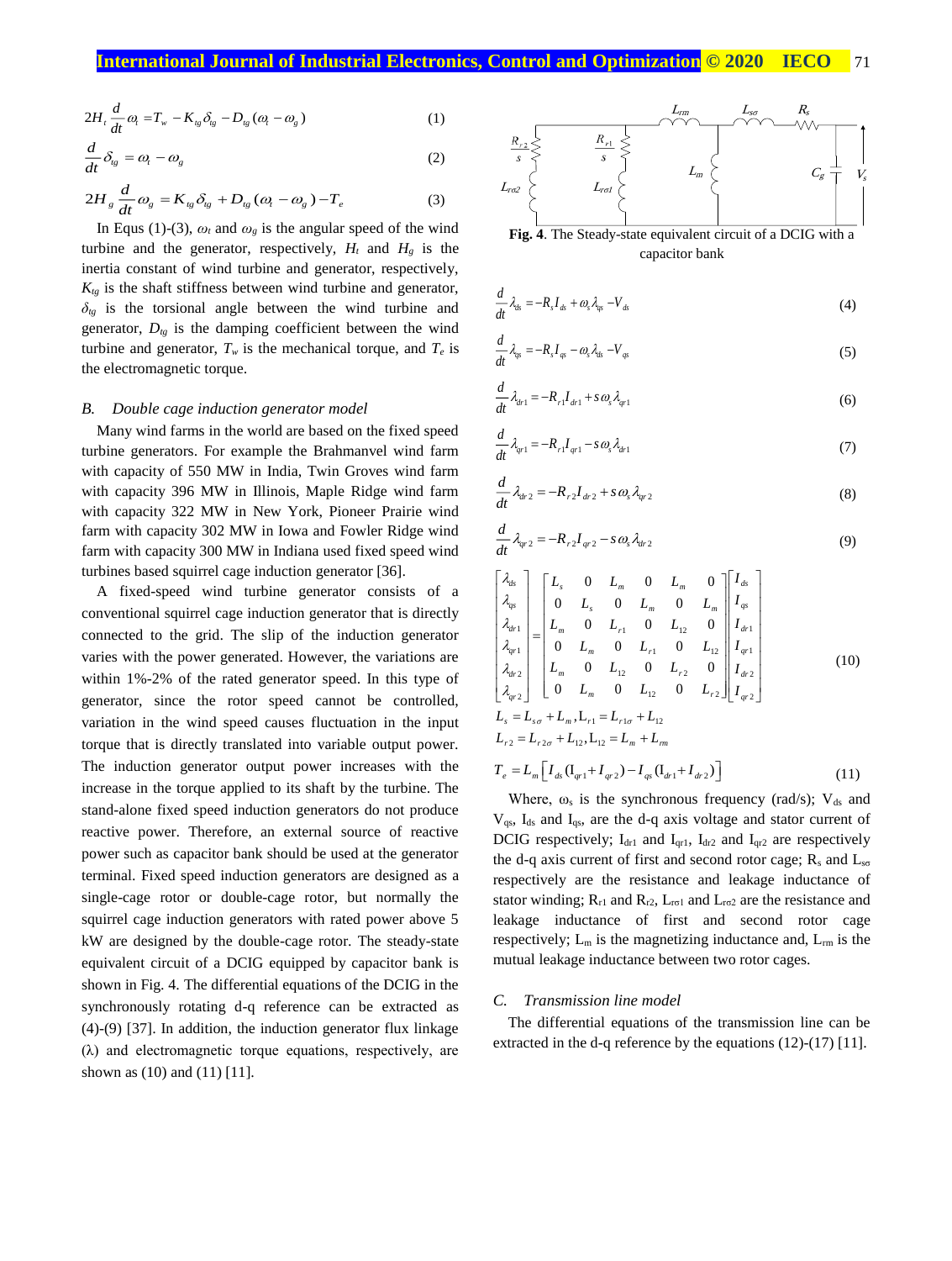$$2H_t \frac{d}{dt}\omega_t = T_w - K_{tg}\delta_{tg} - D_{tg}(\omega_t - \omega_g) \tag{1}$$

$$\frac{d}{dt}\delta_{tg} = \omega_t - \omega_g \tag{2}$$

$$2H_g \frac{d}{dt}\omega_g = K_{tg}\delta_{tg} + D_{tg}(\omega_t - \omega_g) - T_e \tag{3}$$

In Equs (1)-(3), $\omega_t$ and $\omega_g$ is the angular speed of the wind turbine and the generator, respectively, $H_t$ and $H_g$ is the inertia constant of wind turbine and generator, respectively, $K_{tg}$ is the shaft stiffness between wind turbine and generator, $\delta_{tg}$ is the torsional angle between the wind turbine and generator, $D_{tg}$ is the damping coefficient between the wind turbine and generator, $T_w$ is the mechanical torque, and $T_e$ is the electromagnetic torque.

### *B. Double cage induction generator model*

Many wind farms in the world are based on the fixed speed turbine generators. For example the Brahmanvel wind farm with capacity of 550 MW in India, Twin Groves wind farm with capacity 396 MW in Illinois, Maple Ridge wind farm with capacity 322 MW in New York, Pioneer Prairie wind farm with capacity 302 MW in Iowa and Fowler Ridge wind farm with capacity 300 MW in Indiana used fixed speed wind turbines based squirrel cage induction generator [36].

A fixed-speed wind turbine generator consists of a conventional squirrel cage induction generator that is directly connected to the grid. The slip of the induction generator varies with the power generated. However, the variations are within 1%-2% of the rated generator speed. In this type of generator, since the rotor speed cannot be controlled, variation in the wind speed causes fluctuation in the input torque that is directly translated into variable output power. The induction generator output power increases with the increase in the torque applied to its shaft by the turbine. The stand-alone fixed speed induction generators do not produce reactive power. Therefore, an external source of reactive power such as capacitor bank should be used at the generator terminal. Fixed speed induction generators are designed as a single-cage rotor or double-cage rotor, but normally the squirrel cage induction generators with rated power above 5 kW are designed by the double-cage rotor. The steady-state equivalent circuit of a DCIG equipped by capacitor bank is shown in Fig. 4. The differential equations of the DCIG in the synchronously rotating d-q reference can be extracted as (4)-(9) [37]. In addition, the induction generator flux linkage (λ) and electromagnetic torque equations, respectively, are shown as (10) and (11) [11].

**Fig. 4**. The Steady-state equivalent circuit of a DCIG with a capacitor bank

$$\frac{d}{dt}\lambda_{ds} = -R_s I_{ds} + \omega_s \lambda_{qs} - V_{ds} \tag{4}$$

$$\frac{d}{dt}\lambda_{qs} = -R_s I_{qs} - \omega_s \lambda_{ds} - V_{qs} \tag{5}$$

$$\frac{d}{dt}\lambda_{dr1} = -R_{r1} I_{dr1} + s\omega_s \lambda_{qr1} \tag{6}$$

$$\frac{d}{dt}\lambda_{qr1} = -R_{r1} I_{qr1} - s\omega_s \lambda_{dr1} \tag{7}$$

$$\frac{d}{dt}\lambda_{dr2} = -R_{r2} I_{dr2} + s\omega_s \lambda_{qr2} \tag{8}$$

$$\frac{d}{dt}\lambda_{qr2} = -R_{r2} I_{qr2} - s\omega_s \lambda_{dr2} \tag{9}$$

$$\begin{bmatrix} \lambda_{ds} \\ \lambda_{qs} \\ \lambda_{dr1} \\ \lambda_{qr1} \\ \lambda_{dr2} \\ \lambda_{qr2} \end{bmatrix} = \begin{bmatrix} L_s & 0 & L_m & 0 & L_m & 0 \\ 0 & L_s & 0 & L_m & 0 & L_m \\ L_m & 0 & L_{r1} & 0 & L_{12} & 0 \\ 0 & L_m & 0 & L_{r1} & 0 & L_{12} \\ L_m & 0 & L_{12} & 0 & L_{r2} & 0 \\ 0 & L_m & 0 & L_{12} & 0 & L_{r2} \end{bmatrix} \begin{bmatrix} I_{ds} \\ I_{qs} \\ I_{dr1} \\ I_{qr1} \\ I_{dr2} \\ I_{qr2} \end{bmatrix} \tag{10}$$

$$L_s = L_{s\sigma} + L_m, L_{r1} = L_{r1\sigma} + L_{12}$$
$$L_{r2} = L_{r2\sigma} + L_{12}, L_{12} = L_m + L_{rm}$$

$$T_e = L_m \left[ I_{ds}(I_{qr1} + I_{qr2}) - I_{qs}(I_{dr1} + I_{dr2}) \right] \tag{11}$$

Where, $\omega_s$ is the synchronous frequency (rad/s); $V_{ds}$ and $V_{qs}$, $I_{ds}$ and $I_{qs}$, are the d-q axis voltage and stator current of DCIG respectively; $I_{dr1}$ and $I_{qr1}$, $I_{dr2}$ and $I_{qr2}$ are respectively the d-q axis current of first and second rotor cage; $R_s$ and $L_{s\sigma}$ respectively are the resistance and leakage inductance of stator winding; $R_{r1}$ and $R_{r2}$, $L_{r\sigma1}$ and $L_{r\sigma2}$ are the resistance and leakage inductance of first and second rotor cage respectively; $L_m$ is the magnetizing inductance and, $L_{rm}$ is the mutual leakage inductance between two rotor cages.

### *C. Transmission line model*

The differential equations of the transmission line can be extracted in the d-q reference by the equations (12)-(17) [11].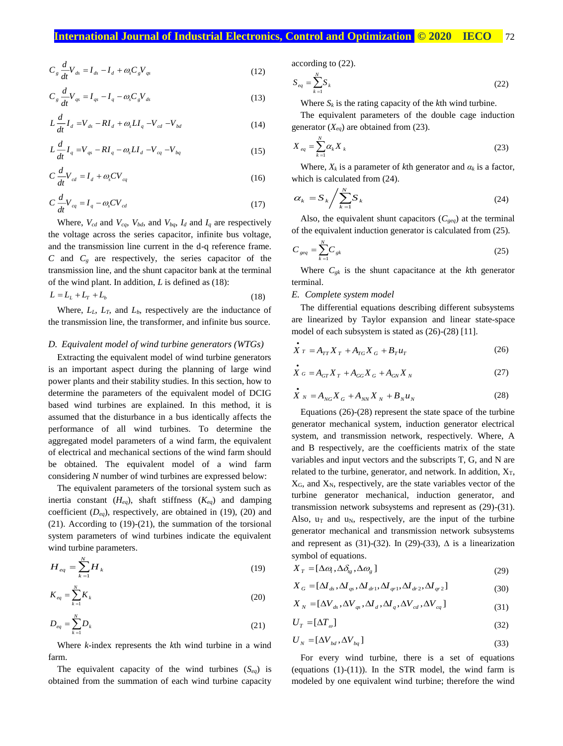$$C_g \frac{d}{dt} V_{ds} = I_{ds} - I_d + \omega_s C_g V_{qs} \tag{12}$$

$$C_g \frac{d}{dt} V_{qs} = I_{qs} - I_q - \omega_s C_g V_{ds} \tag{13}$$

$$L \frac{d}{dt} I_d = V_{ds} - RI_d + \omega_s L I_q - V_{cd} - V_{bd} \tag{14}$$

$$L \frac{d}{dt} I_q = V_{qs} - RI_q - \omega_s L I_d - V_{cq} - V_{bq} \tag{15}$$

$$C \frac{d}{dt} V_{cd} = I_d + \omega_s C V_{cq} \tag{16}$$

$$C \frac{d}{dt} V_{cq} = I_q - \omega_s C V_{cd} \tag{17}$$

Where, $V_{cd}$ and $V_{cq}$, $V_{bd}$, and $V_{bq}$, $I_d$ and $I_q$ are respectively the voltage across the series capacitor, infinite bus voltage, and the transmission line current in the d-q reference frame. $C$ and $C_g$ are respectively, the series capacitor of the transmission line, and the shunt capacitor bank at the terminal of the wind plant. In addition, $L$ is defined as (18):

$$L = L_L + L_T + L_b \tag{18}$$

Where, $L_L$, $L_T$, and $L_b$, respectively are the inductance of the transmission line, the transformer, and infinite bus source.

### D. Equivalent model of wind turbine generators (WTGs)

Extracting the equivalent model of wind turbine generators is an important aspect during the planning of large wind power plants and their stability studies. In this section, how to determine the parameters of the equivalent model of DCIG based wind turbines are explained. In this method, it is assumed that the disturbance in a bus identically affects the performance of all wind turbines. To determine the aggregated model parameters of a wind farm, the equivalent of electrical and mechanical sections of the wind farm should be obtained. The equivalent model of a wind farm considering $N$ number of wind turbines are expressed below:

The equivalent parameters of the torsional system such as inertia constant ($H_{eq}$), shaft stiffness ($K_{eq}$) and damping coefficient ($D_{eq}$), respectively, are obtained in (19), (20) and (21). According to (19)-(21), the summation of the torsional system parameters of wind turbines indicate the equivalent wind turbine parameters.

$$H_{eq} = \sum_{k=1}^{N} H_k \tag{19}$$

$$K_{eq} = \sum_{k=1}^{N} K_k \tag{20}$$

$$D_{eq} = \sum_{k=1}^{N} D_k \tag{21}$$

Where $k$-index represents the $k$th wind turbine in a wind farm.

The equivalent capacity of the wind turbines ($S_{eq}$) is obtained from the summation of each wind turbine capacity according to (22).

$$S_{eq} = \sum_{k=1}^{N} S_k \tag{22}$$

Where $S_k$ is the rating capacity of the $k$th wind turbine.

The equivalent parameters of the double cage induction generator ($X_{eq}$) are obtained from (23).

$$X_{eq} = \sum_{k=1}^{N} \alpha_k X_k \tag{23}$$

Where, $X_k$ is a parameter of $k$th generator and $\alpha_k$ is a factor, which is calculated from (24).

$$\alpha_k = S_k \Big/ \sum_{k=1}^{N} S_k \tag{24}$$

Also, the equivalent shunt capacitors ($C_{geq}$) at the terminal of the equivalent induction generator is calculated from (25).

$$C_{geq} = \sum_{k=1}^{N} C_{gk} \tag{25}$$

Where $C_{gk}$ is the shunt capacitance at the $k$th generator terminal.

### E. Complete system model

The differential equations describing different subsystems are linearized by Taylor expansion and linear state-space model of each subsystem is stated as (26)-(28) [11].

$$\dot{X}_T = A_{TT} X_T + A_{TG} X_G + B_T u_T \tag{26}$$

$$\dot{X}_G = A_{GT} X_T + A_{GG} X_G + A_{GN} X_N \tag{27}$$

$$\dot{X}_N = A_{NG} X_G + A_{NN} X_N + B_N u_N \tag{28}$$

Equations (26)-(28) represent the state space of the turbine generator mechanical system, induction generator electrical system, and transmission network, respectively. Where, A and B respectively, are the coefficients matrix of the state variables and input vectors and the subscripts T, G, and N are related to the turbine, generator, and network. In addition, $X_T$, $X_G$, and $X_N$, respectively, are the state variables vector of the turbine generator mechanical, induction generator, and transmission network subsystems and represent as (29)-(31). Also, $u_T$ and $u_N$, respectively, are the input of the turbine generator mechanical and transmission network subsystems and represent as (31)-(32). In (29)-(33), Δ is a linearization symbol of equations.

$$X_T = [\Delta\omega_t, \Delta\delta_{tg}, \Delta\omega_g] \tag{29}$$

$$X_G = [\Delta I_{ds}, \Delta I_{qs}, \Delta I_{dr1}, \Delta I_{qr1}, \Delta I_{dr2}, \Delta I_{qr2}] \tag{30}$$

$$X_N = [\Delta V_{ds}, \Delta V_{qs}, \Delta I_d, \Delta I_q, \Delta V_{cd}, \Delta V_{cq}] \tag{31}$$

$$U_T = [\Delta T_\omega] \tag{32}$$

$$U_N = [\Delta V_{bd}, \Delta V_{bq}] \tag{33}$$

For every wind turbine, there is a set of equations (equations (1)-(11)). In the STR model, the wind farm is modeled by one equivalent wind turbine; therefore the wind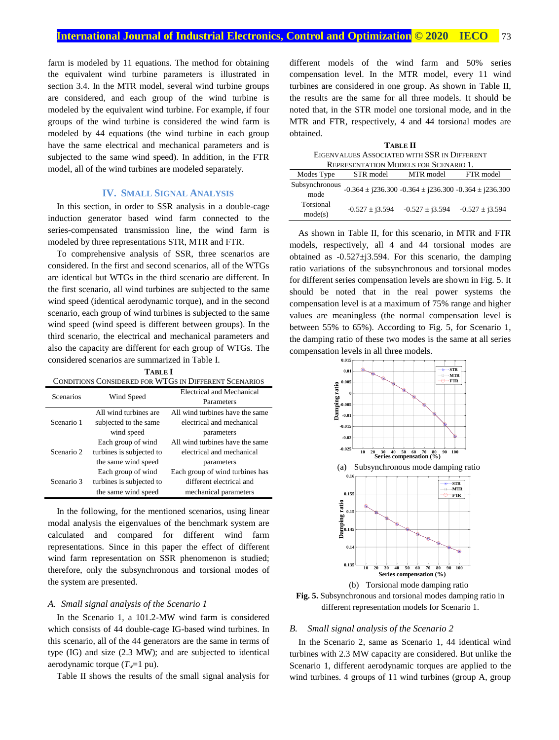farm is modeled by 11 equations. The method for obtaining the equivalent wind turbine parameters is illustrated in section 3.4. In the MTR model, several wind turbine groups are considered, and each group of the wind turbine is modeled by the equivalent wind turbine. For example, if four groups of the wind turbine is considered the wind farm is modeled by 44 equations (the wind turbine in each group have the same electrical and mechanical parameters and is subjected to the same wind speed). In addition, in the FTR model, all of the wind turbines are modeled separately.

## IV. Small Signal Analysis

In this section, in order to SSR analysis in a double-cage induction generator based wind farm connected to the series-compensated transmission line, the wind farm is modeled by three representations STR, MTR and FTR.

To comprehensive analysis of SSR, three scenarios are considered. In the first and second scenarios, all of the WTGs are identical but WTGs in the third scenario are different. In the first scenario, all wind turbines are subjected to the same wind speed (identical aerodynamic torque), and in the second scenario, each group of wind turbines is subjected to the same wind speed (wind speed is different between groups). In the third scenario, the electrical and mechanical parameters and also the capacity are different for each group of WTGs. The considered scenarios are summarized in Table I.

**Table I**
Conditions Considered for WTGs in Different Scenarios

| Scenarios | Wind Speed | Electrical and Mechanical Parameters |
|---|---|---|
| Scenario 1 | All wind turbines are subjected to the same wind speed | All wind turbines have the same electrical and mechanical parameters |
| Scenario 2 | Each group of wind turbines is subjected to the same wind speed | All wind turbines have the same electrical and mechanical parameters |
| Scenario 3 | Each group of wind turbines is subjected to the same wind speed | Each group of wind turbines has different electrical and mechanical parameters |

In the following, for the mentioned scenarios, using linear modal analysis the eigenvalues of the benchmark system are calculated and compared for different wind farm representations. Since in this paper the effect of different wind farm representation on SSR phenomenon is studied; therefore, only the subsynchronous and torsional modes of the system are presented.

### A. Small signal analysis of the Scenario 1

In the Scenario 1, a 101.2-MW wind farm is considered which consists of 44 double-cage IG-based wind turbines. In this scenario, all of the 44 generators are the same in terms of type (IG) and size (2.3 MW); and are subjected to identical aerodynamic torque ($T_w$=1 pu).

Table II shows the results of the small signal analysis for different models of the wind farm and 50% series compensation level. In the MTR model, every 11 wind turbines are considered in one group. As shown in Table II, the results are the same for all three models. It should be noted that, in the STR model one torsional mode, and in the MTR and FTR, respectively, 4 and 44 torsional modes are obtained.

**Table II**
Eigenvalues Associated with SSR in Different Representation Models for Scenario 1.

| Modes Type | STR model | MTR model | FTR model |
|---|---|---|---|
| Subsynchronous mode | -0.364 ± j236.300 | -0.364 ± j236.300 | -0.364 ± j236.300 |
| Torsional mode(s) | -0.527 ± j3.594 | -0.527 ± j3.594 | -0.527 ± j3.594 |

As shown in Table II, for this scenario, in MTR and FTR models, respectively, all 4 and 44 torsional modes are obtained as -0.527±j3.594. For this scenario, the damping ratio variations of the subsynchronous and torsional modes for different series compensation levels are shown in Fig. 5. It should be noted that in the real power systems the compensation level is at a maximum of 75% range and higher values are meaningless (the normal compensation level is between 55% to 65%). According to Fig. 5, for Scenario 1, the damping ratio of these two modes is the same at all series compensation levels in all three models.

(a) Subsynchronous mode damping ratio

(b) Torsional mode damping ratio

**Fig. 5.** Subsynchronous and torsional modes damping ratio in different representation models for Scenario 1.

### B. Small signal analysis of the Scenario 2

In the Scenario 2, same as Scenario 1, 44 identical wind turbines with 2.3 MW capacity are considered. But unlike the Scenario 1, different aerodynamic torques are applied to the wind turbines. 4 groups of 11 wind turbines (group A, group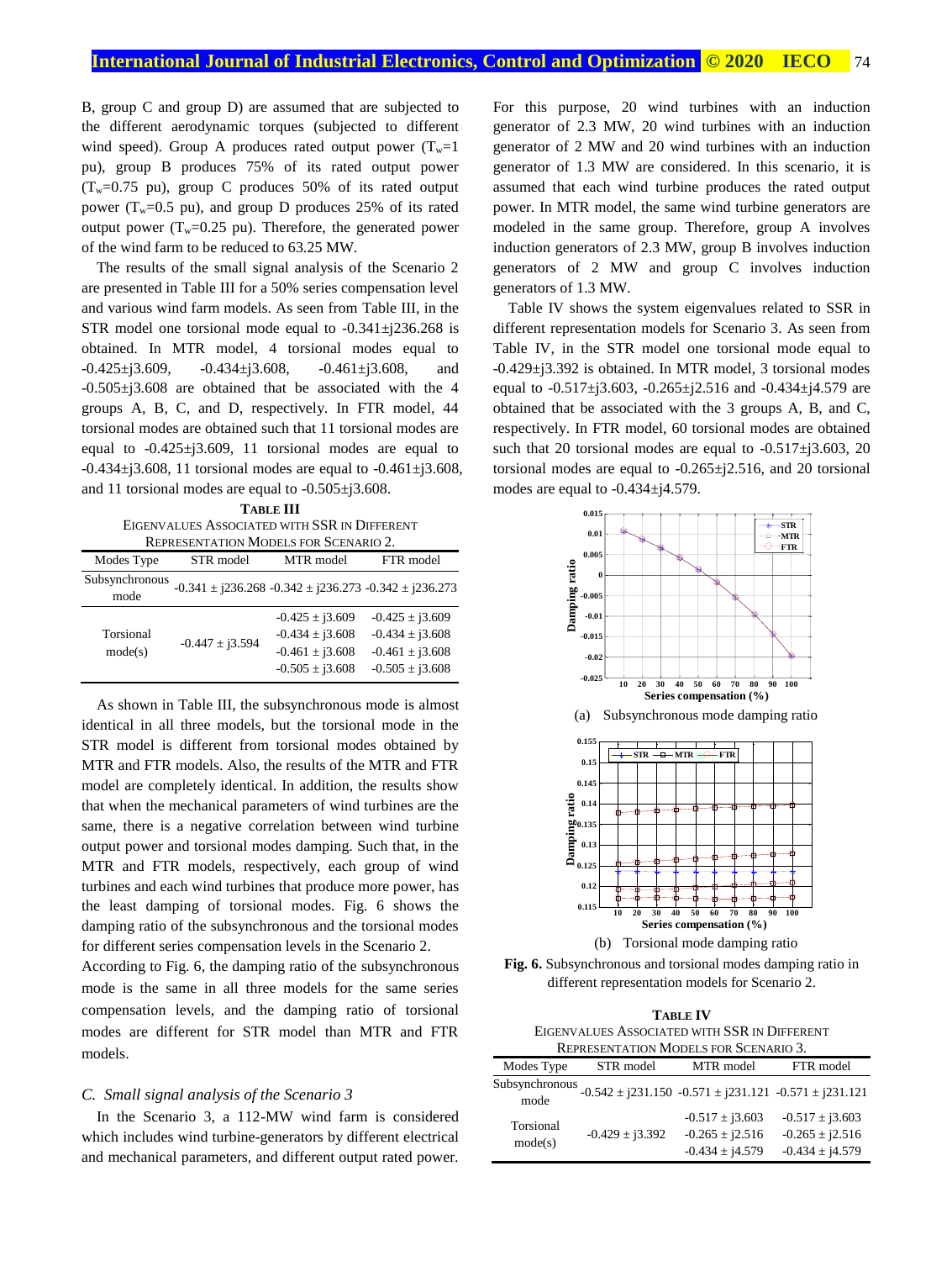B, group C and group D) are assumed that are subjected to the different aerodynamic torques (subjected to different wind speed). Group A produces rated output power ($T_w$=1 pu), group B produces 75% of its rated output power ($T_w$=0.75 pu), group C produces 50% of its rated output power ($T_w$=0.5 pu), and group D produces 25% of its rated output power ($T_w$=0.25 pu). Therefore, the generated power of the wind farm to be reduced to 63.25 MW.

The results of the small signal analysis of the Scenario 2 are presented in Table III for a 50% series compensation level and various wind farm models. As seen from Table III, in the STR model one torsional mode equal to -0.341±j236.268 is obtained. In MTR model, 4 torsional modes equal to -0.425±j3.609, -0.434±j3.608, -0.461±j3.608, and -0.505±j3.608 are obtained that be associated with the 4 groups A, B, C, and D, respectively. In FTR model, 44 torsional modes are obtained such that 11 torsional modes are equal to -0.425±j3.609, 11 torsional modes are equal to -0.434±j3.608, 11 torsional modes are equal to -0.461±j3.608, and 11 torsional modes are equal to -0.505±j3.608.

**TABLE III**
EIGENVALUES ASSOCIATED WITH SSR IN DIFFERENT REPRESENTATION MODELS FOR SCENARIO 2.

| Modes Type | STR model | MTR model | FTR model |
|---|---|---|---|
| Subsynchronous mode | -0.341 ± j236.268 | -0.342 ± j236.273 | -0.342 ± j236.273 |
| Torsional mode(s) | -0.447 ± j3.594 | -0.425 ± j3.609<br>-0.434 ± j3.608<br>-0.461 ± j3.608<br>-0.505 ± j3.608 | -0.425 ± j3.609<br>-0.434 ± j3.608<br>-0.461 ± j3.608<br>-0.505 ± j3.608 |

As shown in Table III, the subsynchronous mode is almost identical in all three models, but the torsional mode in the STR model is different from torsional modes obtained by MTR and FTR models. Also, the results of the MTR and FTR model are completely identical. In addition, the results show that when the mechanical parameters of wind turbines are the same, there is a negative correlation between wind turbine output power and torsional modes damping. Such that, in the MTR and FTR models, respectively, each group of wind turbines and each wind turbines that produce more power, has the least damping of torsional modes. Fig. 6 shows the damping ratio of the subsynchronous and the torsional modes for different series compensation levels in the Scenario 2.

According to Fig. 6, the damping ratio of the subsynchronous mode is the same in all three models for the same series compensation levels, and the damping ratio of torsional modes are different for STR model than MTR and FTR models.

### C. Small signal analysis of the Scenario 3

In the Scenario 3, a 112-MW wind farm is considered which includes wind turbine-generators by different electrical and mechanical parameters, and different output rated power. For this purpose, 20 wind turbines with an induction generator of 2.3 MW, 20 wind turbines with an induction generator of 2 MW and 20 wind turbines with an induction generator of 1.3 MW are considered. In this scenario, it is assumed that each wind turbine produces the rated output power. In MTR model, the same wind turbine generators are modeled in the same group. Therefore, group A involves induction generators of 2.3 MW, group B involves induction generators of 2 MW and group C involves induction generators of 1.3 MW.

Table IV shows the system eigenvalues related to SSR in different representation models for Scenario 3. As seen from Table IV, in the STR model one torsional mode equal to -0.429±j3.392 is obtained. In MTR model, 3 torsional modes equal to -0.517±j3.603, -0.265±j2.516 and -0.434±j4.579 are obtained that be associated with the 3 groups A, B, and C, respectively. In FTR model, 60 torsional modes are obtained such that 20 torsional modes are equal to -0.517±j3.603, 20 torsional modes are equal to -0.265±j2.516, and 20 torsional modes are equal to -0.434±j4.579.

(a) Subsynchronous mode damping ratio

(b) Torsional mode damping ratio

**Fig. 6.** Subsynchronous and torsional modes damping ratio in different representation models for Scenario 2.

**TABLE IV**
EIGENVALUES ASSOCIATED WITH SSR IN DIFFERENT REPRESENTATION MODELS FOR SCENARIO 3.

| Modes Type | STR model | MTR model | FTR model |
|---|---|---|---|
| Subsynchronous mode | -0.542 ± j231.150 | -0.571 ± j231.121 | -0.571 ± j231.121 |
| Torsional mode(s) | -0.429 ± j3.392 | -0.517 ± j3.603<br>-0.265 ± j2.516<br>-0.434 ± j4.579 | -0.517 ± j3.603<br>-0.265 ± j2.516<br>-0.434 ± j4.579 |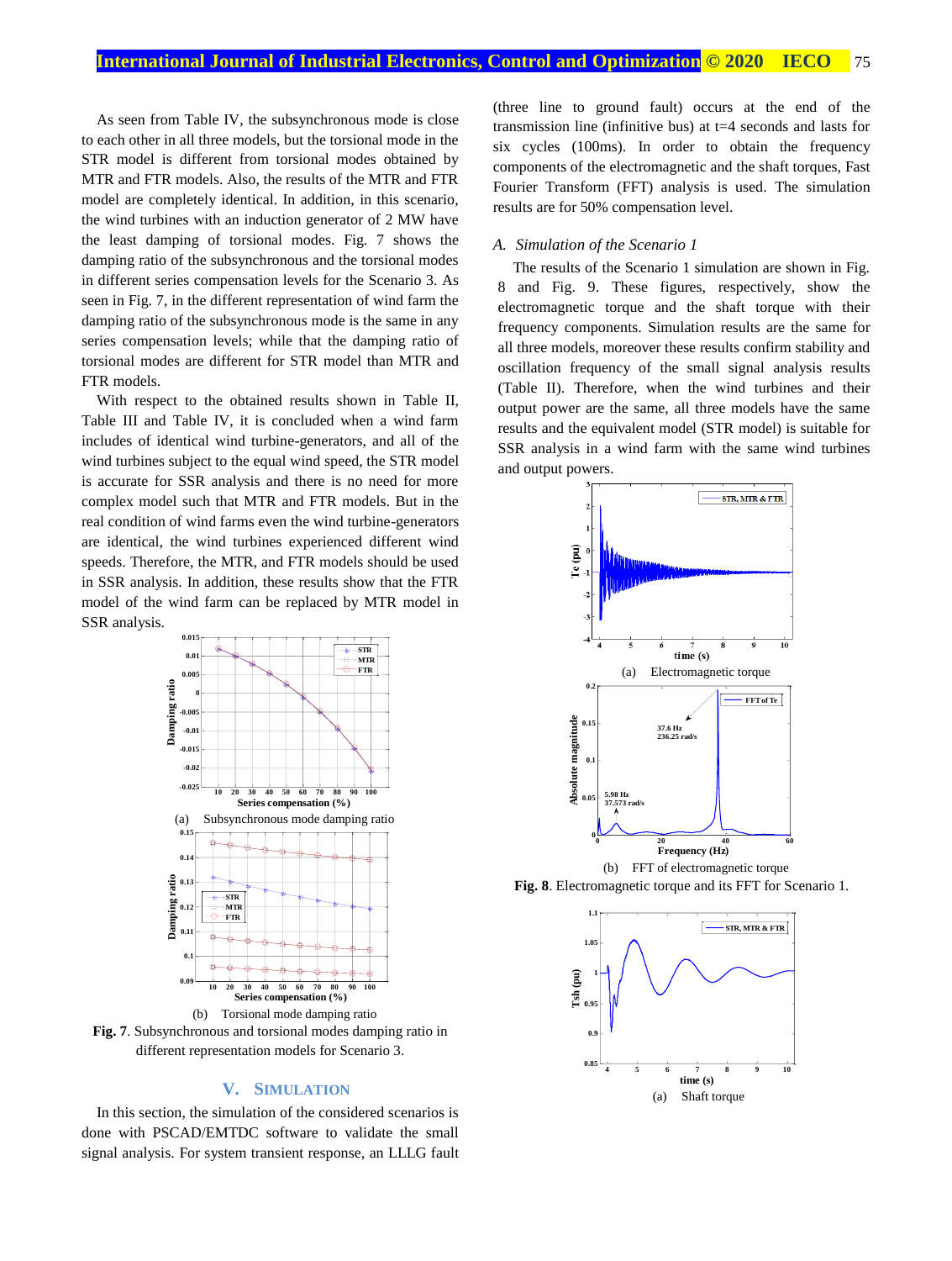As seen from Table IV, the subsynchronous mode is close to each other in all three models, but the torsional mode in the STR model is different from torsional modes obtained by MTR and FTR models. Also, the results of the MTR and FTR model are completely identical. In addition, in this scenario, the wind turbines with an induction generator of 2 MW have the least damping of torsional modes. Fig. 7 shows the damping ratio of the subsynchronous and the torsional modes in different series compensation levels for the Scenario 3. As seen in Fig. 7, in the different representation of wind farm the damping ratio of the subsynchronous mode is the same in any series compensation levels; while that the damping ratio of torsional modes are different for STR model than MTR and FTR models.

With respect to the obtained results shown in Table II, Table III and Table IV, it is concluded when a wind farm includes of identical wind turbine-generators, and all of the wind turbines subject to the equal wind speed, the STR model is accurate for SSR analysis and there is no need for more complex model such that MTR and FTR models. But in the real condition of wind farms even the wind turbine-generators are identical, the wind turbines experienced different wind speeds. Therefore, the MTR, and FTR models should be used in SSR analysis. In addition, these results show that the FTR model of the wind farm can be replaced by MTR model in SSR analysis.

(a) Subsynchronous mode damping ratio

(b) Torsional mode damping ratio

**Fig. 7**. Subsynchronous and torsional modes damping ratio in different representation models for Scenario 3.

## V. SIMULATION

In this section, the simulation of the considered scenarios is done with PSCAD/EMTDC software to validate the small signal analysis. For system transient response, an LLLG fault (three line to ground fault) occurs at the end of the transmission line (infinitive bus) at t=4 seconds and lasts for six cycles (100ms). In order to obtain the frequency components of the electromagnetic and the shaft torques, Fast Fourier Transform (FFT) analysis is used. The simulation results are for 50% compensation level.

### *A. Simulation of the Scenario 1*

The results of the Scenario 1 simulation are shown in Fig. 8 and Fig. 9. These figures, respectively, show the electromagnetic torque and the shaft torque with their frequency components. Simulation results are the same for all three models, moreover these results confirm stability and oscillation frequency of the small signal analysis results (Table II). Therefore, when the wind turbines and their output power are the same, all three models have the same results and the equivalent model (STR model) is suitable for SSR analysis in a wind farm with the same wind turbines and output powers.

(a) Electromagnetic torque

(b) FFT of electromagnetic torque

**Fig. 8**. Electromagnetic torque and its FFT for Scenario 1.

(a) Shaft torque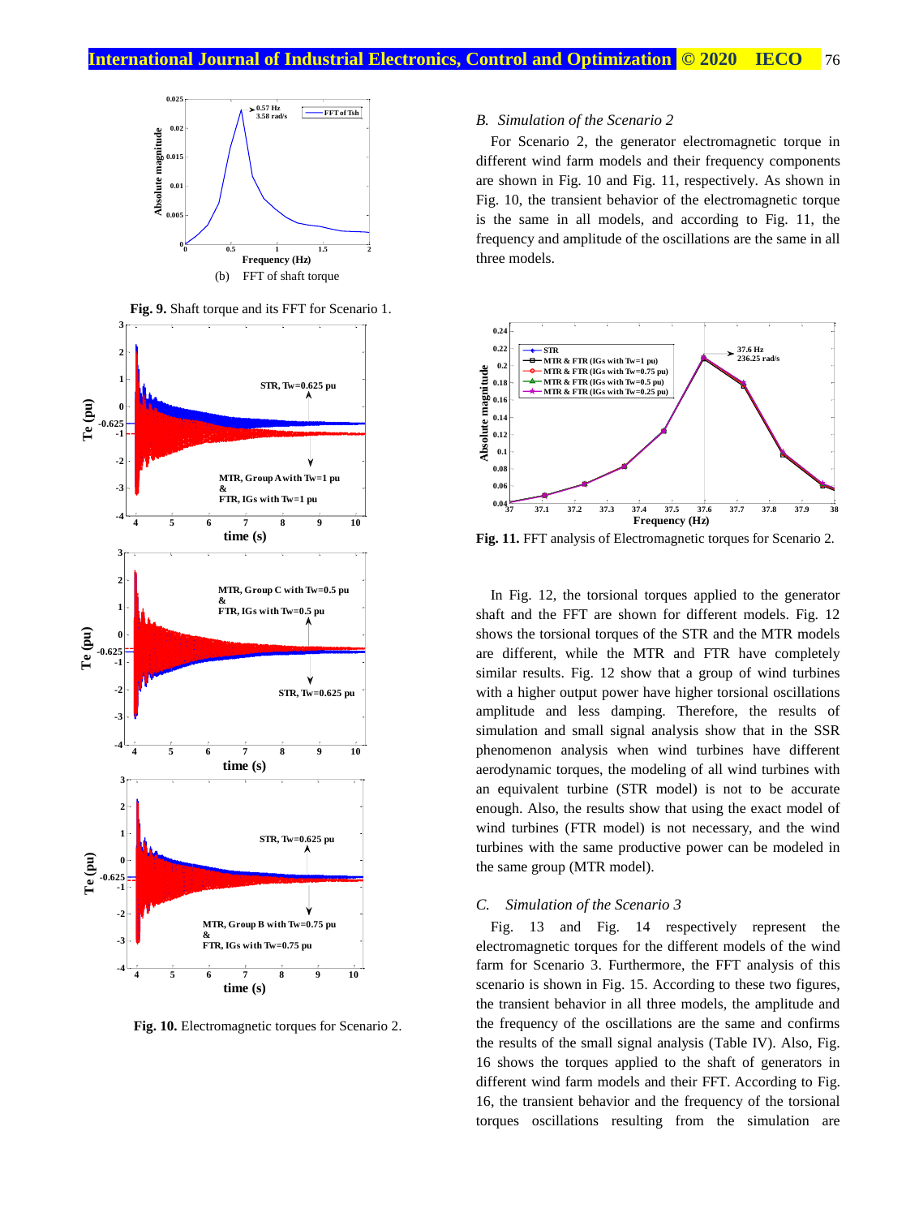(b) FFT of shaft torque

**Fig. 9.** Shaft torque and its FFT for Scenario 1.

**Fig. 10.** Electromagnetic torques for Scenario 2.

*B. Simulation of the Scenario 2*

For Scenario 2, the generator electromagnetic torque in different wind farm models and their frequency components are shown in Fig. 10 and Fig. 11, respectively. As shown in Fig. 10, the transient behavior of the electromagnetic torque is the same in all models, and according to Fig. 11, the frequency and amplitude of the oscillations are the same in all three models.

**Fig. 11.** FFT analysis of Electromagnetic torques for Scenario 2.

In Fig. 12, the torsional torques applied to the generator shaft and the FFT are shown for different models. Fig. 12 shows the torsional torques of the STR and the MTR models are different, while the MTR and FTR have completely similar results. Fig. 12 show that a group of wind turbines with a higher output power have higher torsional oscillations amplitude and less damping. Therefore, the results of simulation and small signal analysis show that in the SSR phenomenon analysis when wind turbines have different aerodynamic torques, the modeling of all wind turbines with an equivalent turbine (STR model) is not to be accurate enough. Also, the results show that using the exact model of wind turbines (FTR model) is not necessary, and the wind turbines with the same productive power can be modeled in the same group (MTR model).

*C. Simulation of the Scenario 3*

Fig. 13 and Fig. 14 respectively represent the electromagnetic torques for the different models of the wind farm for Scenario 3. Furthermore, the FFT analysis of this scenario is shown in Fig. 15. According to these two figures, the transient behavior in all three models, the amplitude and the frequency of the oscillations are the same and confirms the results of the small signal analysis (Table IV). Also, Fig. 16 shows the torques applied to the shaft of generators in different wind farm models and their FFT. According to Fig. 16, the transient behavior and the frequency of the torsional torques oscillations resulting from the simulation are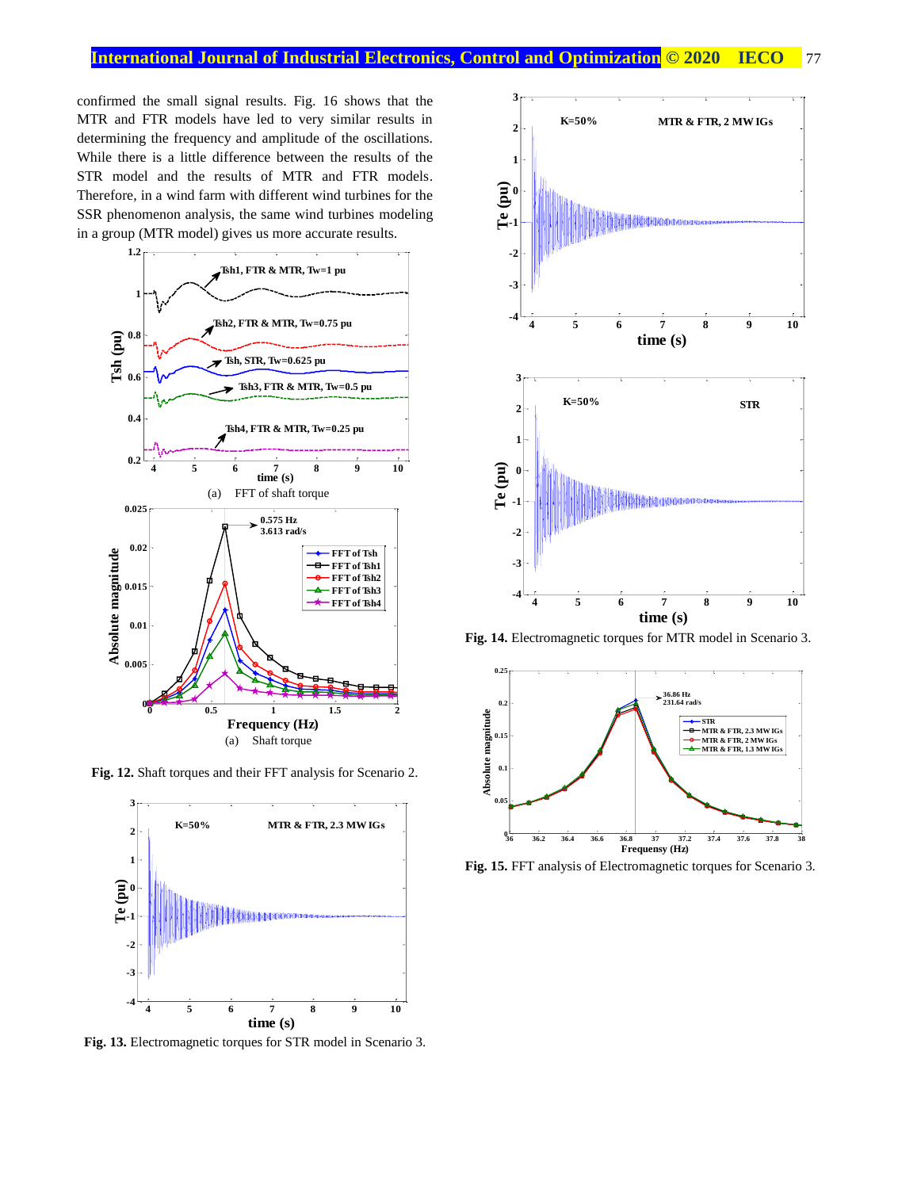confirmed the small signal results. Fig. 16 shows that the MTR and FTR models have led to very similar results in determining the frequency and amplitude of the oscillations. While there is a little difference between the results of the STR model and the results of MTR and FTR models. Therefore, in a wind farm with different wind turbines for the SSR phenomenon analysis, the same wind turbines modeling in a group (MTR model) gives us more accurate results.

(a) FFT of shaft torque

(a) Shaft torque

**Fig. 12.** Shaft torques and their FFT analysis for Scenario 2.

**Fig. 13.** Electromagnetic torques for STR model in Scenario 3.

**Fig. 14.** Electromagnetic torques for MTR model in Scenario 3.

**Fig. 15.** FFT analysis of Electromagnetic torques for Scenario 3.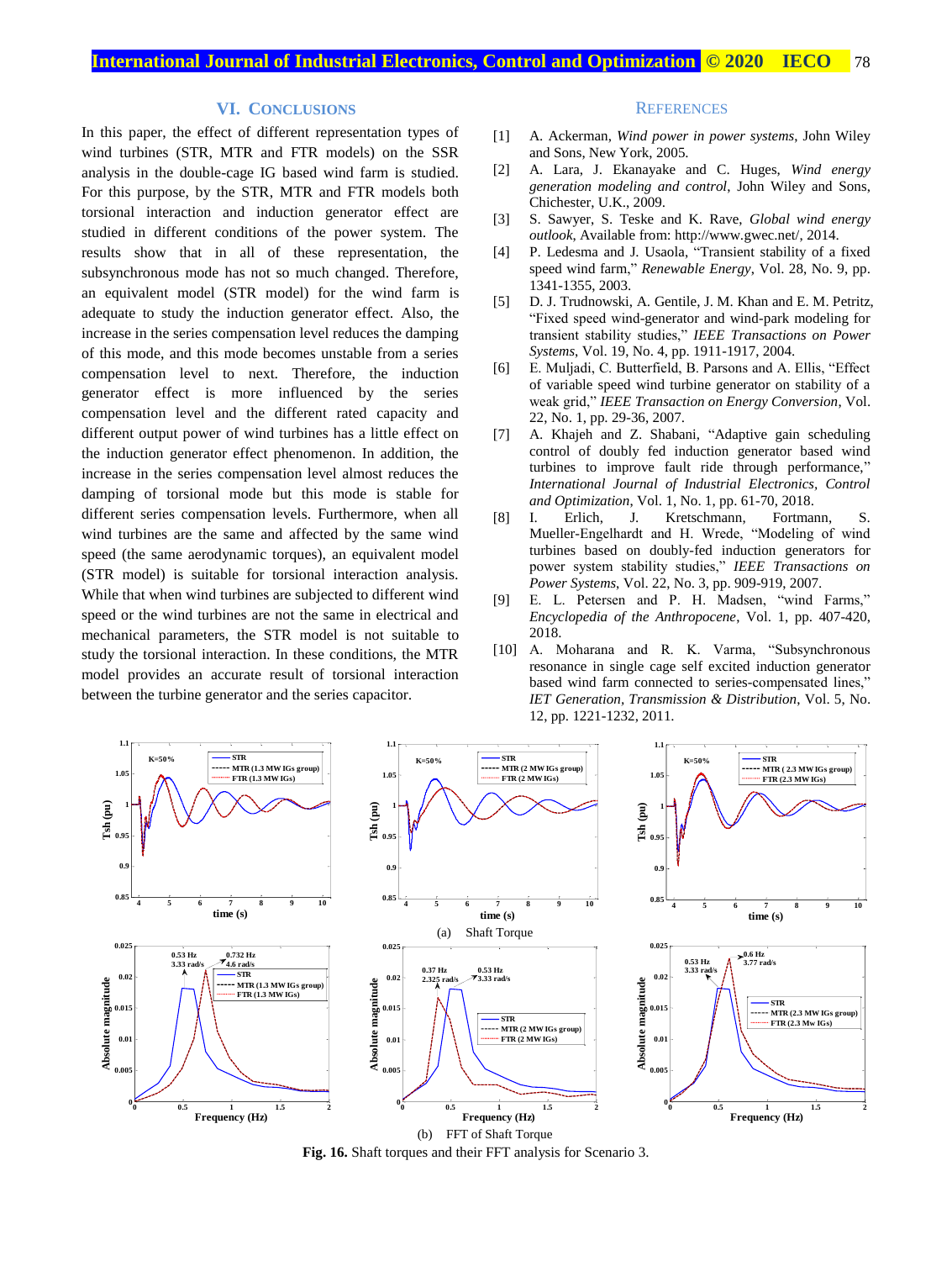## VI. Conclusions

In this paper, the effect of different representation types of wind turbines (STR, MTR and FTR models) on the SSR analysis in the double-cage IG based wind farm is studied. For this purpose, by the STR, MTR and FTR models both torsional interaction and induction generator effect are studied in different conditions of the power system. The results show that in all of these representation, the subsynchronous mode has not so much changed. Therefore, an equivalent model (STR model) for the wind farm is adequate to study the induction generator effect. Also, the increase in the series compensation level reduces the damping of this mode, and this mode becomes unstable from a series compensation level to next. Therefore, the induction generator effect is more influenced by the series compensation level and the different rated capacity and different output power of wind turbines has a little effect on the induction generator effect phenomenon. In addition, the increase in the series compensation level almost reduces the damping of torsional mode but this mode is stable for different series compensation levels. Furthermore, when all wind turbines are the same and affected by the same wind speed (the same aerodynamic torques), an equivalent model (STR model) is suitable for torsional interaction analysis. While that when wind turbines are subjected to different wind speed or the wind turbines are not the same in electrical and mechanical parameters, the STR model is not suitable to study the torsional interaction. In these conditions, the MTR model provides an accurate result of torsional interaction between the turbine generator and the series capacitor.

## References

[1] A. Ackerman, *Wind power in power systems*, John Wiley and Sons, New York, 2005.

[2] A. Lara, J. Ekanayake and C. Huges, *Wind energy generation modeling and control*, John Wiley and Sons, Chichester, U.K., 2009.

[3] S. Sawyer, S. Teske and K. Rave, *Global wind energy outlook*, Available from: http://www.gwec.net/, 2014.

[4] P. Ledesma and J. Usaola, "Transient stability of a fixed speed wind farm," *Renewable Energy*, Vol. 28, No. 9, pp. 1341-1355, 2003.

[5] D. J. Trudnowski, A. Gentile, J. M. Khan and E. M. Petritz, "Fixed speed wind-generator and wind-park modeling for transient stability studies," *IEEE Transactions on Power Systems*, Vol. 19, No. 4, pp. 1911-1917, 2004.

[6] E. Muljadi, C. Butterfield, B. Parsons and A. Ellis, "Effect of variable speed wind turbine generator on stability of a weak grid," *IEEE Transaction on Energy Conversion*, Vol. 22, No. 1, pp. 29-36, 2007.

[7] A. Khajeh and Z. Shabani, "Adaptive gain scheduling control of doubly fed induction generator based wind turbines to improve fault ride through performance," *International Journal of Industrial Electronics, Control and Optimization*, Vol. 1, No. 1, pp. 61-70, 2018.

[8] I. Erlich, J. Kretschmann, Fortmann, S. Mueller-Engelhardt and H. Wrede, "Modeling of wind turbines based on doubly-fed induction generators for power system stability studies," *IEEE Transactions on Power Systems*, Vol. 22, No. 3, pp. 909-919, 2007.

[9] E. L. Petersen and P. H. Madsen, "wind Farms," *Encyclopedia of the Anthropocene*, Vol. 1, pp. 407-420, 2018.

[10] A. Moharana and R. K. Varma, "Subsynchronous resonance in single cage self excited induction generator based wind farm connected to series-compensated lines," *IET Generation, Transmission & Distribution*, Vol. 5, No. 12, pp. 1221-1232, 2011.

(a) Shaft Torque

(b) FFT of Shaft Torque

**Fig. 16.** Shaft torques and their FFT analysis for Scenario 3.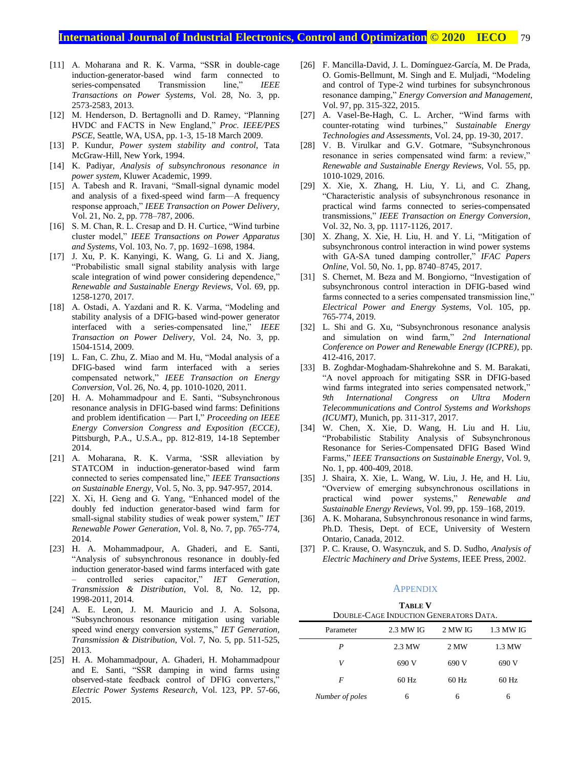[11] A. Moharana and R. K. Varma, "SSR in double-cage induction-generator-based wind farm connected to series-compensated Transmission line," *IEEE Transactions on Power Systems*, Vol. 28, No. 3, pp. 2573-2583, 2013.

[12] M. Henderson, D. Bertagnolli and D. Ramey, "Planning HVDC and FACTS in New England," *Proc. IEEE/PES PSCE*, Seattle, WA, USA, pp. 1-3, 15-18 March 2009.

[13] P. Kundur, *Power system stability and control*, Tata McGraw-Hill, New York, 1994.

[14] K. Padiyar, *Analysis of subsynchronous resonance in power system*, Kluwer Academic, 1999.

[15] A. Tabesh and R. Iravani, "Small-signal dynamic model and analysis of a fixed-speed wind farm—A frequency response approach," *IEEE Transaction on Power Delivery*, Vol. 21, No. 2, pp. 778–787, 2006.

[16] S. M. Chan, R. L. Cresap and D. H. Curtice, "Wind turbine cluster model," *IEEE Transactions on Power Apparatus and Systems*, Vol. 103, No. 7, pp. 1692–1698, 1984.

[17] J. Xu, P. K. Kanyingi, K. Wang, G. Li and X. Jiang, "Probabilistic small signal stability analysis with large scale integration of wind power considering dependence," *Renewable and Sustainable Energy Reviews*, Vol. 69, pp. 1258-1270, 2017.

[18] A. Ostadi, A. Yazdani and R. K. Varma, "Modeling and stability analysis of a DFIG-based wind-power generator interfaced with a series-compensated line," *IEEE Transaction on Power Delivery*, Vol. 24, No. 3, pp. 1504-1514, 2009.

[19] L. Fan, C. Zhu, Z. Miao and M. Hu, "Modal analysis of a DFIG-based wind farm interfaced with a series compensated network," *IEEE Transaction on Energy Conversion*, Vol. 26, No. 4, pp. 1010-1020, 2011.

[20] H. A. Mohammadpour and E. Santi, "Subsynchronous resonance analysis in DFIG-based wind farms: Definitions and problem identification — Part I," *Proceeding on IEEE Energy Conversion Congress and Exposition (ECCE)*, Pittsburgh, P.A., U.S.A., pp. 812-819, 14-18 September 2014.

[21] A. Moharana, R. K. Varma, 'SSR alleviation by STATCOM in induction-generator-based wind farm connected to series compensated line," *IEEE Transactions on Sustainable Energy*, Vol. 5, No. 3, pp. 947-957, 2014.

[22] X. Xi, H. Geng and G. Yang, "Enhanced model of the doubly fed induction generator-based wind farm for small-signal stability studies of weak power system," *IET Renewable Power Generation*, Vol. 8, No. 7, pp. 765-774, 2014.

[23] H. A. Mohammadpour, A. Ghaderi, and E. Santi, "Analysis of subsynchronous resonance in doubly-fed induction generator-based wind farms interfaced with gate – controlled series capacitor," *IET Generation, Transmission & Distribution*, Vol. 8, No. 12, pp. 1998-2011, 2014.

[24] A. E. Leon, J. M. Mauricio and J. A. Solsona, "Subsynchronous resonance mitigation using variable speed wind energy conversion systems," *IET Generation, Transmission & Distribution*, Vol. 7, No. 5, pp. 511-525, 2013.

[25] H. A. Mohammadpour, A. Ghaderi, H. Mohammadpour and E. Santi, "SSR damping in wind farms using observed-state feedback control of DFIG converters," *Electric Power Systems Research*, Vol. 123, PP. 57-66, 2015.

[26] F. Mancilla-David, J. L. Domínguez-García, M. De Prada, O. Gomis-Bellmunt, M. Singh and E. Muljadi, "Modeling and control of Type-2 wind turbines for subsynchronous resonance damping," *Energy Conversion and Management*, Vol. 97, pp. 315-322, 2015.

[27] A. Vasel-Be-Hagh, C. L. Archer, "Wind farms with counter-rotating wind turbines," *Sustainable Energy Technologies and Assessments*, Vol. 24, pp. 19-30, 2017.

[28] V. B. Virulkar and G.V. Gotmare, "Subsynchronous resonance in series compensated wind farm: a review," *Renewable and Sustainable Energy Reviews*, Vol. 55, pp. 1010-1029, 2016.

[29] X. Xie, X. Zhang, H. Liu, Y. Li, and C. Zhang, "Characteristic analysis of subsynchronous resonance in practical wind farms connected to series-compensated transmissions," *IEEE Transaction on Energy Conversion*, Vol. 32, No. 3, pp. 1117-1126, 2017.

[30] X. Zhang, X. Xie, H. Liu, H. and Y. Li, "Mitigation of subsynchronous control interaction in wind power systems with GA-SA tuned damping controller," *IFAC Papers Online*, Vol. 50, No. 1, pp. 8740–8745, 2017.

[31] S. Chernet, M. Beza and M. Bongiorno, "Investigation of subsynchronous control interaction in DFIG-based wind farms connected to a series compensated transmission line," *Electrical Power and Energy Systems*, Vol. 105, pp. 765-774, 2019.

[32] L. Shi and G. Xu, "Subsynchronous resonance analysis and simulation on wind farm," *2nd International Conference on Power and Renewable Energy (ICPRE)*, pp. 412-416, 2017.

[33] B. Zoghdar-Moghadam-Shahrekohne and S. M. Barakati, "A novel approach for mitigating SSR in DFIG-based wind farms integrated into series compensated network," *9th International Congress on Ultra Modern Telecommunications and Control Systems and Workshops (ICUMT)*, Munich, pp. 311-317, 2017.

[34] W. Chen, X. Xie, D. Wang, H. Liu and H. Liu, "Probabilistic Stability Analysis of Subsynchronous Resonance for Series-Compensated DFIG Based Wind Farms," *IEEE Transactions on Sustainable Energy*, Vol. 9, No. 1, pp. 400-409, 2018.

[35] J. Shaira, X. Xie, L. Wang, W. Liu, J. He, and H. Liu, "Overview of emerging subsynchronous oscillations in practical wind power systems," *Renewable and Sustainable Energy Reviews*, Vol. 99, pp. 159–168, 2019.

[36] A. K. Moharana, Subsynchronous resonance in wind farms, Ph.D. Thesis, Dept. of ECE, University of Western Ontario, Canada, 2012.

[37] P. C. Krause, O. Wasynczuk, and S. D. Sudho, *Analysis of Electric Machinery and Drive Systems*, IEEE Press, 2002.

## Appendix

**Table V**
Double-Cage Induction Generators Data.

| Parameter | 2.3 MW IG | 2 MW IG | 1.3 MW IG |
|---|---|---|---|
| $P$ | 2.3 MW | 2 MW | 1.3 MW |
| $V$ | 690 V | 690 V | 690 V |
| $F$ | 60 Hz | 60 Hz | 60 Hz |
| *Number of poles* | 6 | 6 | 6 |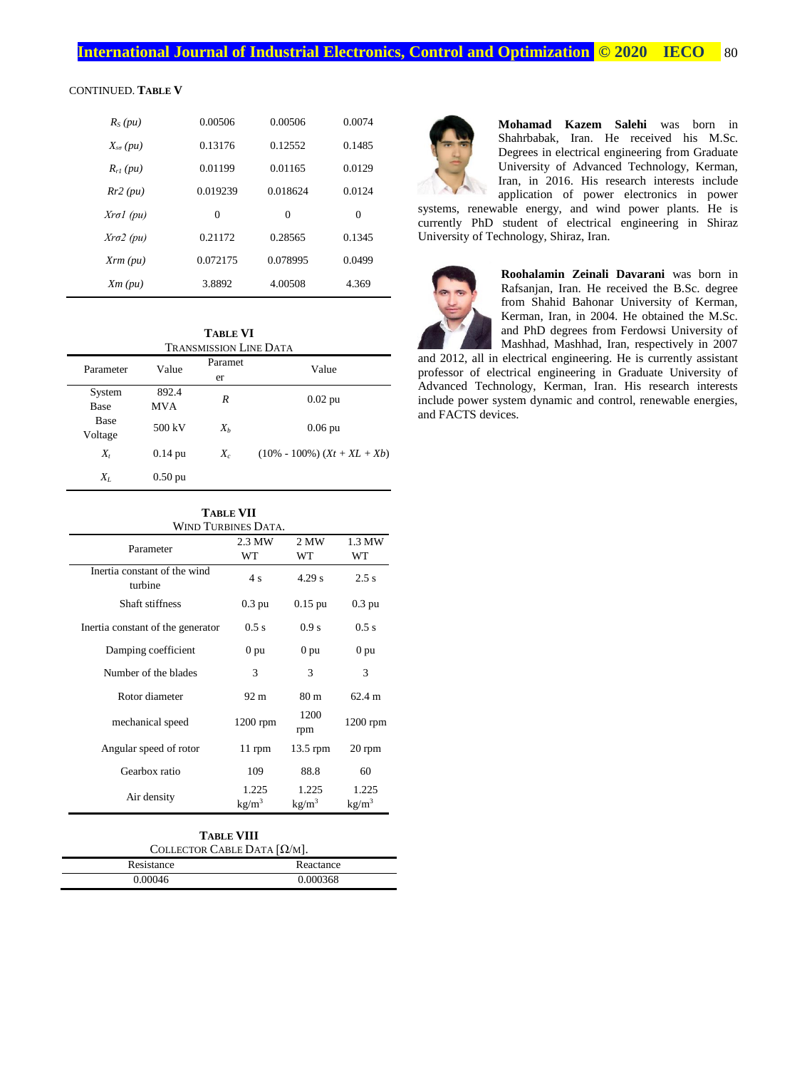CONTINUED. TABLE V

| | | | |
|---|---|---|---|
| $R_s$ (pu) | 0.00506 | 0.00506 | 0.0074 |
| $X_{s\sigma}$ (pu) | 0.13176 | 0.12552 | 0.1485 |
| $R_{r1}$ (pu) | 0.01199 | 0.01165 | 0.0129 |
| $Rr2$ (pu) | 0.019239 | 0.018624 | 0.0124 |
| $Xr\sigma 1$ (pu) | 0 | 0 | 0 |
| $Xr\sigma 2$ (pu) | 0.21172 | 0.28565 | 0.1345 |
| $Xrm$ (pu) | 0.072175 | 0.078995 | 0.0499 |
| $Xm$ (pu) | 3.8892 | 4.00508 | 4.369 |

TABLE VI
TRANSMISSION LINE DATA

| Parameter | Value | Parameter | Value |
|---|---|---|---|
| System Base | 892.4 MVA | $R$ | 0.02 pu |
| Base Voltage | 500 kV | $X_b$ | 0.06 pu |
| $X_t$ | 0.14 pu | $X_c$ | (10% - 100%) ($Xt + XL + Xb$) |
| $X_L$ | 0.50 pu | | |

TABLE VII
WIND TURBINES DATA.

| Parameter | 2.3 MW WT | 2 MW WT | 1.3 MW WT |
|---|---|---|---|
| Inertia constant of the wind turbine | 4 s | 4.29 s | 2.5 s |
| Shaft stiffness | 0.3 pu | 0.15 pu | 0.3 pu |
| Inertia constant of the generator | 0.5 s | 0.9 s | 0.5 s |
| Damping coefficient | 0 pu | 0 pu | 0 pu |
| Number of the blades | 3 | 3 | 3 |
| Rotor diameter | 92 m | 80 m | 62.4 m |
| mechanical speed | 1200 rpm | 1200 rpm | 1200 rpm |
| Angular speed of rotor | 11 rpm | 13.5 rpm | 20 rpm |
| Gearbox ratio | 109 | 88.8 | 60 |
| Air density | 1.225 kg/m$^3$ | 1.225 kg/m$^3$ | 1.225 kg/m$^3$ |

TABLE VIII
COLLECTOR CABLE DATA [Ω/M].

| Resistance | Reactance |
|---|---|
| 0.00046 | 0.000368 |

**Mohamad Kazem Salehi** was born in Shahrbabak, Iran. He received his M.Sc. Degrees in electrical engineering from Graduate University of Advanced Technology, Kerman, Iran, in 2016. His research interests include application of power electronics in power systems, renewable energy, and wind power plants. He is currently PhD student of electrical engineering in Shiraz University of Technology, Shiraz, Iran.

**Roohalamin Zeinali Davarani** was born in Rafsanjan, Iran. He received the B.Sc. degree from Shahid Bahonar University of Kerman, Kerman, Iran, in 2004. He obtained the M.Sc. and PhD degrees from Ferdowsi University of Mashhad, Mashhad, Iran, respectively in 2007 and 2012, all in electrical engineering. He is currently assistant professor of electrical engineering in Graduate University of Advanced Technology, Kerman, Iran. His research interests include power system dynamic and control, renewable energies, and FACTS devices.